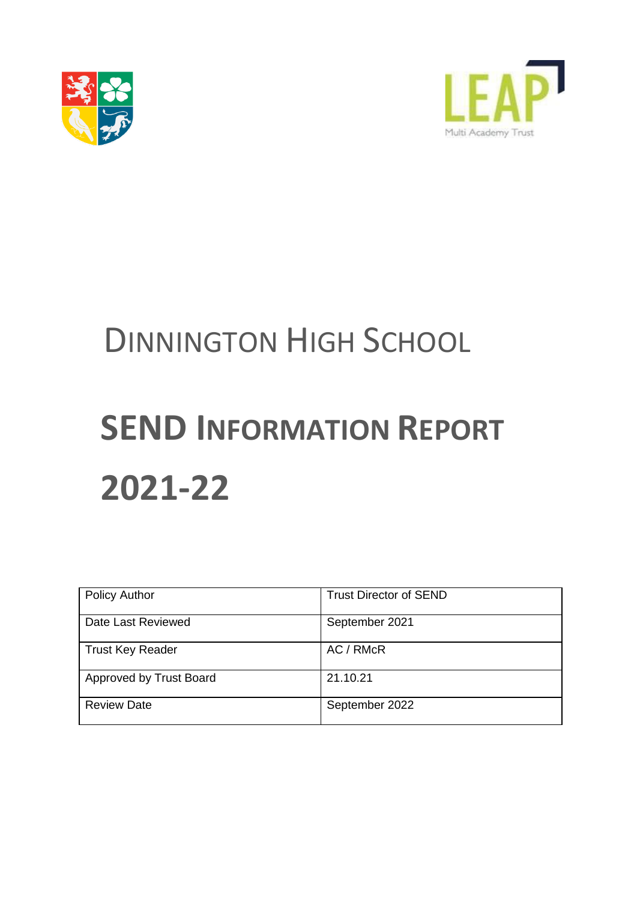LEAP

Multi Academy Trust

# DINNINGTON HIGH SCHOOL

# SEND INFORMATION REPORT 2021-22

| Policy Author | Trust Director of SEND |
|---|---|
| Date Last Reviewed | September 2021 |
| Trust Key Reader | AC / RMcR |
| Approved by Trust Board | 21.10.21 |
| Review Date | September 2022 |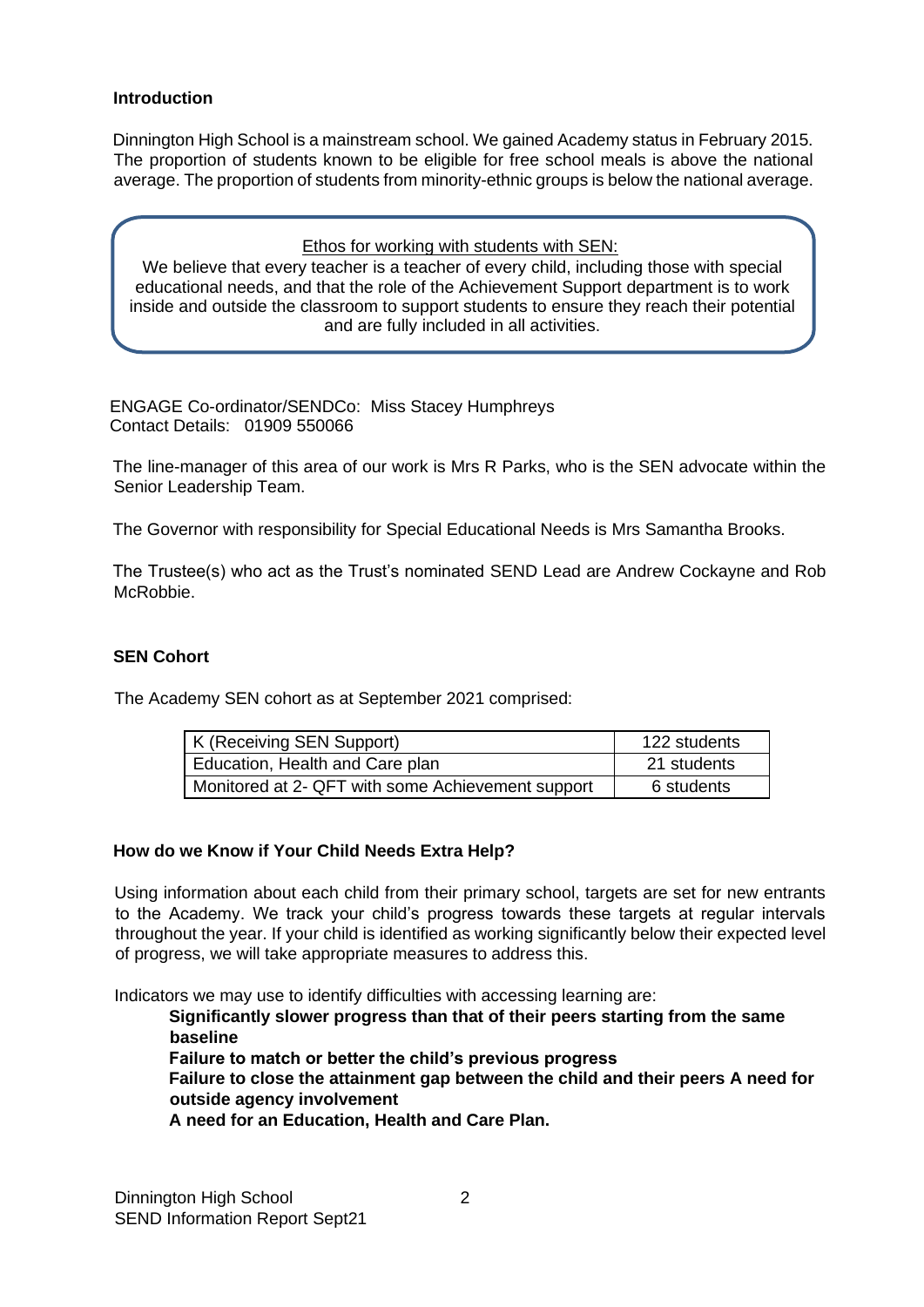## Introduction

Dinnington High School is a mainstream school. We gained Academy status in February 2015. The proportion of students known to be eligible for free school meals is above the national average. The proportion of students from minority-ethnic groups is below the national average.

> <u>Ethos for working with students with SEN:</u>
> We believe that every teacher is a teacher of every child, including those with special educational needs, and that the role of the Achievement Support department is to work inside and outside the classroom to support students to ensure they reach their potential and are fully included in all activities.

ENGAGE Co-ordinator/SENDCo: Miss Stacey Humphreys
Contact Details: 01909 550066

The line-manager of this area of our work is Mrs R Parks, who is the SEN advocate within the Senior Leadership Team.

The Governor with responsibility for Special Educational Needs is Mrs Samantha Brooks.

The Trustee(s) who act as the Trust's nominated SEND Lead are Andrew Cockayne and Rob McRobbie.

## SEN Cohort

The Academy SEN cohort as at September 2021 comprised:

| | |
|---|---|
| K (Receiving SEN Support) | 122 students |
| Education, Health and Care plan | 21 students |
| Monitored at 2- QFT with some Achievement support | 6 students |

## How do we Know if Your Child Needs Extra Help?

Using information about each child from their primary school, targets are set for new entrants to the Academy. We track your child's progress towards these targets at regular intervals throughout the year. If your child is identified as working significantly below their expected level of progress, we will take appropriate measures to address this.

Indicators we may use to identify difficulties with accessing learning are:

**Significantly slower progress than that of their peers starting from the same baseline**
**Failure to match or better the child's previous progress**
**Failure to close the attainment gap between the child and their peers A need for outside agency involvement**
**A need for an Education, Health and Care Plan.**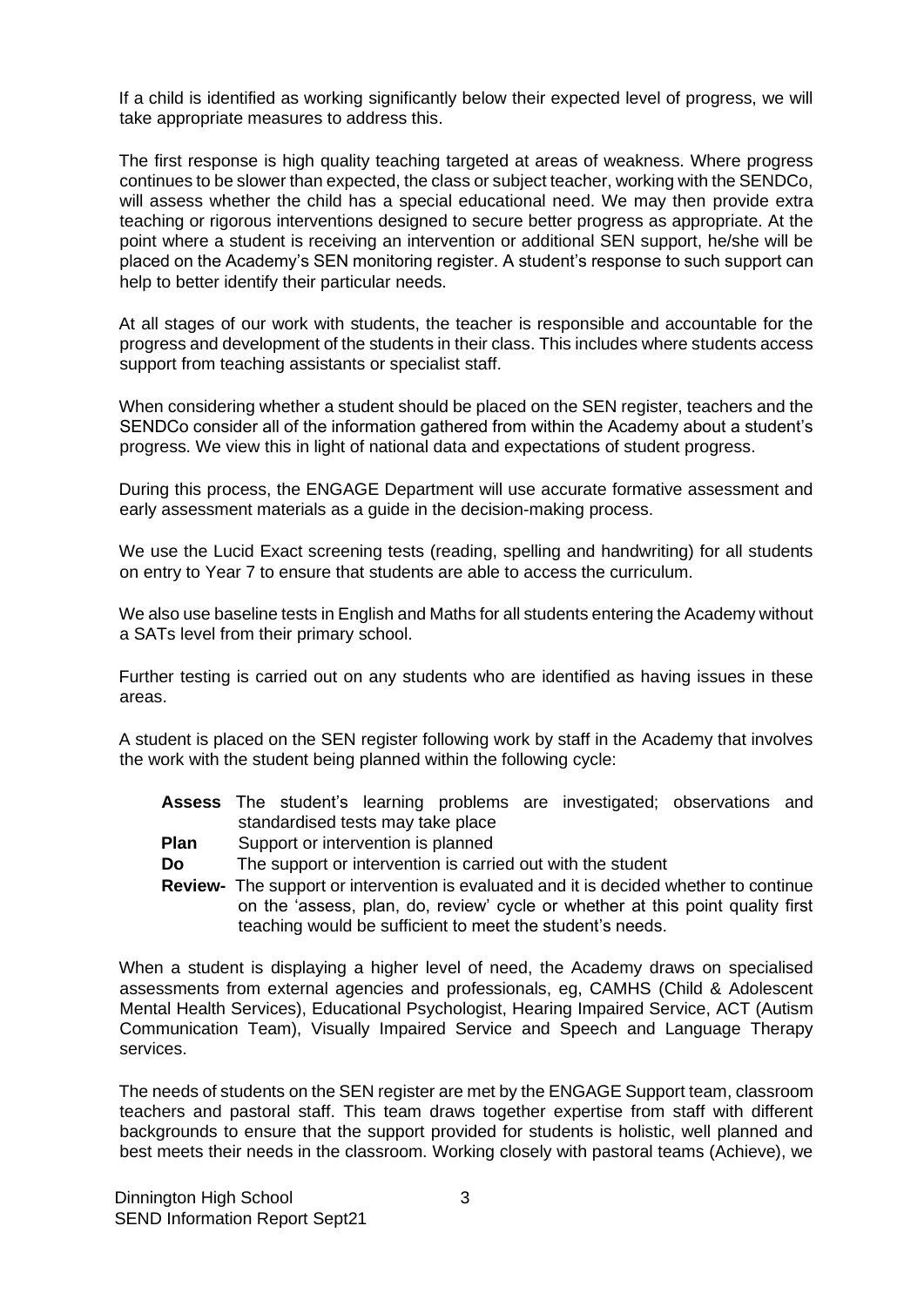If a child is identified as working significantly below their expected level of progress, we will take appropriate measures to address this.

The first response is high quality teaching targeted at areas of weakness. Where progress continues to be slower than expected, the class or subject teacher, working with the SENDCo, will assess whether the child has a special educational need. We may then provide extra teaching or rigorous interventions designed to secure better progress as appropriate. At the point where a student is receiving an intervention or additional SEN support, he/she will be placed on the Academy's SEN monitoring register. A student's response to such support can help to better identify their particular needs.

At all stages of our work with students, the teacher is responsible and accountable for the progress and development of the students in their class. This includes where students access support from teaching assistants or specialist staff.

When considering whether a student should be placed on the SEN register, teachers and the SENDCo consider all of the information gathered from within the Academy about a student's progress. We view this in light of national data and expectations of student progress.

During this process, the ENGAGE Department will use accurate formative assessment and early assessment materials as a guide in the decision-making process.

We use the Lucid Exact screening tests (reading, spelling and handwriting) for all students on entry to Year 7 to ensure that students are able to access the curriculum.

We also use baseline tests in English and Maths for all students entering the Academy without a SATs level from their primary school.

Further testing is carried out on any students who are identified as having issues in these areas.

A student is placed on the SEN register following work by staff in the Academy that involves the work with the student being planned within the following cycle:

- **Assess** The student's learning problems are investigated; observations and standardised tests may take place
- **Plan** Support or intervention is planned
- **Do** The support or intervention is carried out with the student
- **Review-** The support or intervention is evaluated and it is decided whether to continue on the 'assess, plan, do, review' cycle or whether at this point quality first teaching would be sufficient to meet the student's needs.

When a student is displaying a higher level of need, the Academy draws on specialised assessments from external agencies and professionals, eg, CAMHS (Child & Adolescent Mental Health Services), Educational Psychologist, Hearing Impaired Service, ACT (Autism Communication Team), Visually Impaired Service and Speech and Language Therapy services.

The needs of students on the SEN register are met by the ENGAGE Support team, classroom teachers and pastoral staff. This team draws together expertise from staff with different backgrounds to ensure that the support provided for students is holistic, well planned and best meets their needs in the classroom. Working closely with pastoral teams (Achieve), we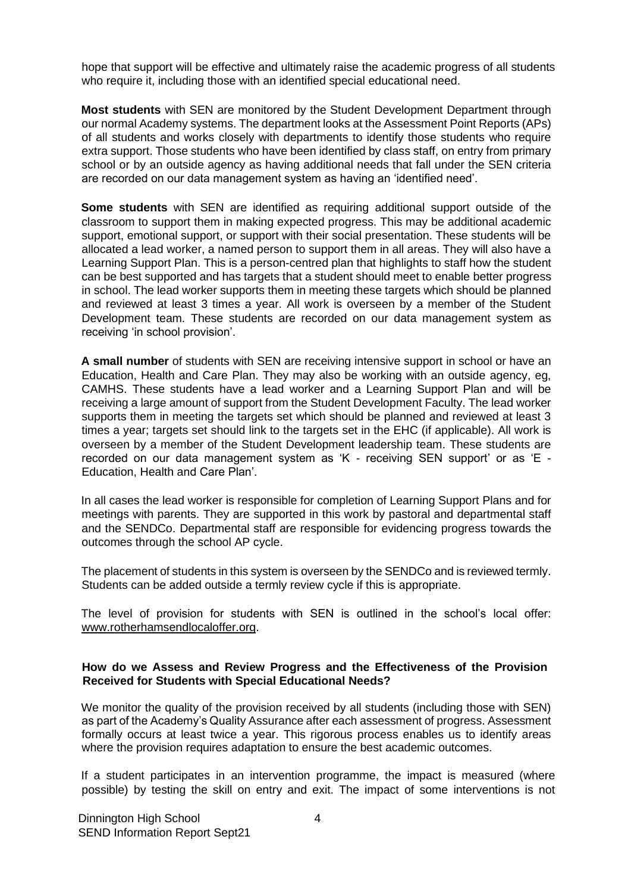hope that support will be effective and ultimately raise the academic progress of all students who require it, including those with an identified special educational need.

**Most students** with SEN are monitored by the Student Development Department through our normal Academy systems. The department looks at the Assessment Point Reports (APs) of all students and works closely with departments to identify those students who require extra support. Those students who have been identified by class staff, on entry from primary school or by an outside agency as having additional needs that fall under the SEN criteria are recorded on our data management system as having an 'identified need'.

**Some students** with SEN are identified as requiring additional support outside of the classroom to support them in making expected progress. This may be additional academic support, emotional support, or support with their social presentation. These students will be allocated a lead worker, a named person to support them in all areas. They will also have a Learning Support Plan. This is a person-centred plan that highlights to staff how the student can be best supported and has targets that a student should meet to enable better progress in school. The lead worker supports them in meeting these targets which should be planned and reviewed at least 3 times a year. All work is overseen by a member of the Student Development team. These students are recorded on our data management system as receiving 'in school provision'.

**A small number** of students with SEN are receiving intensive support in school or have an Education, Health and Care Plan. They may also be working with an outside agency, eg, CAMHS. These students have a lead worker and a Learning Support Plan and will be receiving a large amount of support from the Student Development Faculty. The lead worker supports them in meeting the targets set which should be planned and reviewed at least 3 times a year; targets set should link to the targets set in the EHC (if applicable). All work is overseen by a member of the Student Development leadership team. These students are recorded on our data management system as 'K - receiving SEN support' or as 'E - Education, Health and Care Plan'.

In all cases the lead worker is responsible for completion of Learning Support Plans and for meetings with parents. They are supported in this work by pastoral and departmental staff and the SENDCo. Departmental staff are responsible for evidencing progress towards the outcomes through the school AP cycle.

The placement of students in this system is overseen by the SENDCo and is reviewed termly. Students can be added outside a termly review cycle if this is appropriate.

The level of provision for students with SEN is outlined in the school's local offer: www.rotherhamsendlocaloffer.org.

### How do we Assess and Review Progress and the Effectiveness of the Provision Received for Students with Special Educational Needs?

We monitor the quality of the provision received by all students (including those with SEN) as part of the Academy's Quality Assurance after each assessment of progress. Assessment formally occurs at least twice a year. This rigorous process enables us to identify areas where the provision requires adaptation to ensure the best academic outcomes.

If a student participates in an intervention programme, the impact is measured (where possible) by testing the skill on entry and exit. The impact of some interventions is not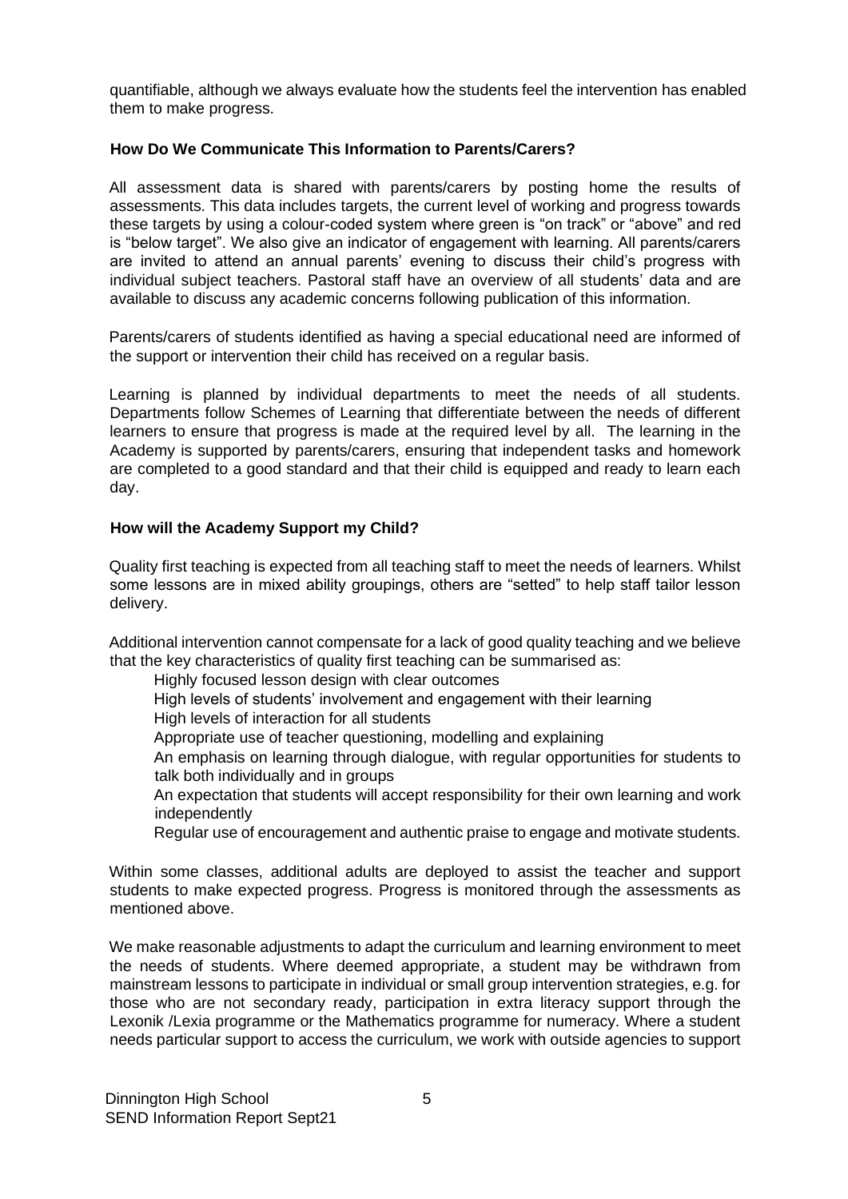quantifiable, although we always evaluate how the students feel the intervention has enabled them to make progress.

### How Do We Communicate This Information to Parents/Carers?

All assessment data is shared with parents/carers by posting home the results of assessments. This data includes targets, the current level of working and progress towards these targets by using a colour-coded system where green is "on track" or "above" and red is "below target". We also give an indicator of engagement with learning. All parents/carers are invited to attend an annual parents' evening to discuss their child's progress with individual subject teachers. Pastoral staff have an overview of all students' data and are available to discuss any academic concerns following publication of this information.

Parents/carers of students identified as having a special educational need are informed of the support or intervention their child has received on a regular basis.

Learning is planned by individual departments to meet the needs of all students. Departments follow Schemes of Learning that differentiate between the needs of different learners to ensure that progress is made at the required level by all. The learning in the Academy is supported by parents/carers, ensuring that independent tasks and homework are completed to a good standard and that their child is equipped and ready to learn each day.

### How will the Academy Support my Child?

Quality first teaching is expected from all teaching staff to meet the needs of learners. Whilst some lessons are in mixed ability groupings, others are "setted" to help staff tailor lesson delivery.

Additional intervention cannot compensate for a lack of good quality teaching and we believe that the key characteristics of quality first teaching can be summarised as:

- Highly focused lesson design with clear outcomes
- High levels of students' involvement and engagement with their learning
- High levels of interaction for all students
- Appropriate use of teacher questioning, modelling and explaining
- An emphasis on learning through dialogue, with regular opportunities for students to talk both individually and in groups
- An expectation that students will accept responsibility for their own learning and work independently
- Regular use of encouragement and authentic praise to engage and motivate students.

Within some classes, additional adults are deployed to assist the teacher and support students to make expected progress. Progress is monitored through the assessments as mentioned above.

We make reasonable adjustments to adapt the curriculum and learning environment to meet the needs of students. Where deemed appropriate, a student may be withdrawn from mainstream lessons to participate in individual or small group intervention strategies, e.g. for those who are not secondary ready, participation in extra literacy support through the Lexonik /Lexia programme or the Mathematics programme for numeracy. Where a student needs particular support to access the curriculum, we work with outside agencies to support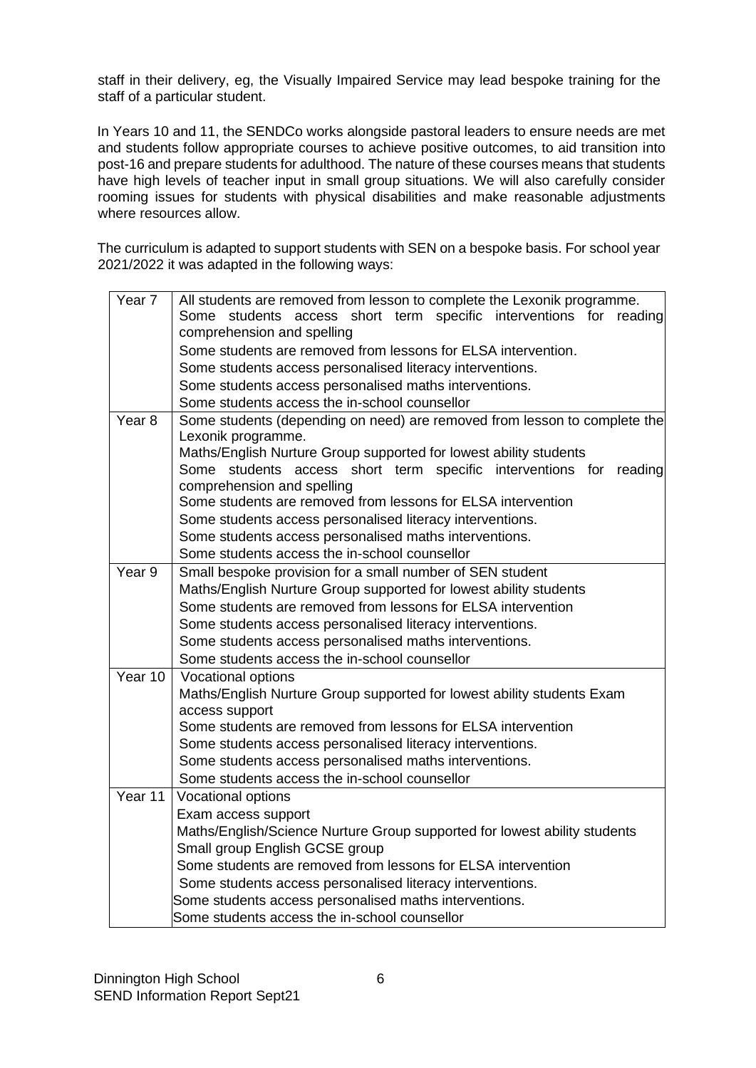staff in their delivery, eg, the Visually Impaired Service may lead bespoke training for the staff of a particular student.

In Years 10 and 11, the SENDCo works alongside pastoral leaders to ensure needs are met and students follow appropriate courses to achieve positive outcomes, to aid transition into post-16 and prepare students for adulthood. The nature of these courses means that students have high levels of teacher input in small group situations. We will also carefully consider rooming issues for students with physical disabilities and make reasonable adjustments where resources allow.

The curriculum is adapted to support students with SEN on a bespoke basis. For school year 2021/2022 it was adapted in the following ways:

| Year | Adaptations |
|---|---|
| Year 7 | All students are removed from lesson to complete the Lexonik programme.<br>Some students access short term specific interventions for reading comprehension and spelling<br>Some students are removed from lessons for ELSA intervention.<br>Some students access personalised literacy interventions.<br>Some students access personalised maths interventions.<br>Some students access the in-school counsellor |
| Year 8 | Some students (depending on need) are removed from lesson to complete the Lexonik programme.<br>Maths/English Nurture Group supported for lowest ability students<br>Some students access short term specific interventions for reading comprehension and spelling<br>Some students are removed from lessons for ELSA intervention<br>Some students access personalised literacy interventions.<br>Some students access personalised maths interventions.<br>Some students access the in-school counsellor |
| Year 9 | Small bespoke provision for a small number of SEN student<br>Maths/English Nurture Group supported for lowest ability students<br>Some students are removed from lessons for ELSA intervention<br>Some students access personalised literacy interventions.<br>Some students access personalised maths interventions.<br>Some students access the in-school counsellor |
| Year 10 | Vocational options<br>Maths/English Nurture Group supported for lowest ability students Exam access support<br>Some students are removed from lessons for ELSA intervention<br>Some students access personalised literacy interventions.<br>Some students access personalised maths interventions.<br>Some students access the in-school counsellor |
| Year 11 | Vocational options<br>Exam access support<br>Maths/English/Science Nurture Group supported for lowest ability students<br>Small group English GCSE group<br>Some students are removed from lessons for ELSA intervention<br>Some students access personalised literacy interventions.<br>Some students access personalised maths interventions.<br>Some students access the in-school counsellor |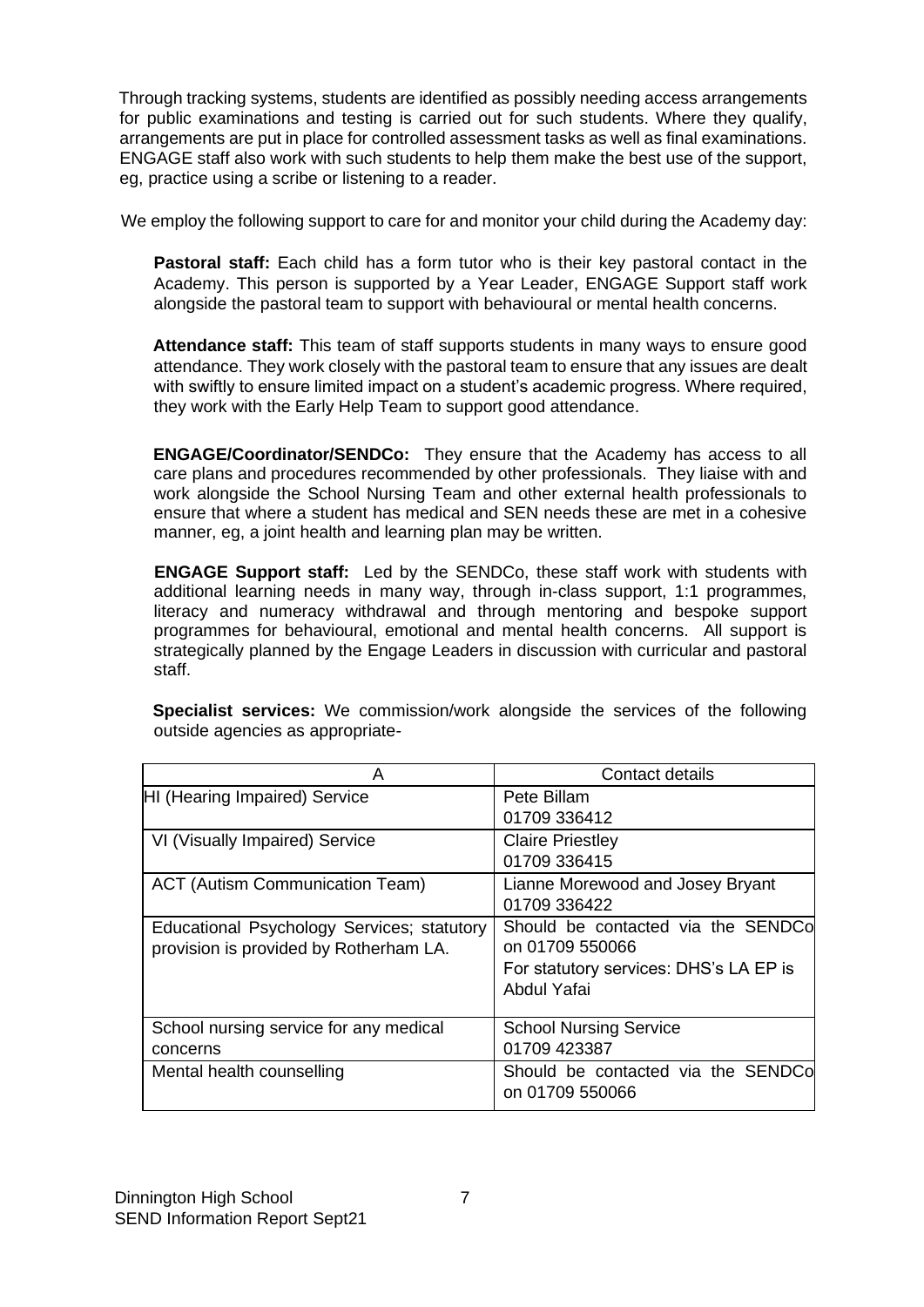Through tracking systems, students are identified as possibly needing access arrangements for public examinations and testing is carried out for such students. Where they qualify, arrangements are put in place for controlled assessment tasks as well as final examinations. ENGAGE staff also work with such students to help them make the best use of the support, eg, practice using a scribe or listening to a reader.

We employ the following support to care for and monitor your child during the Academy day:

**Pastoral staff:** Each child has a form tutor who is their key pastoral contact in the Academy. This person is supported by a Year Leader, ENGAGE Support staff work alongside the pastoral team to support with behavioural or mental health concerns.

**Attendance staff:** This team of staff supports students in many ways to ensure good attendance. They work closely with the pastoral team to ensure that any issues are dealt with swiftly to ensure limited impact on a student's academic progress. Where required, they work with the Early Help Team to support good attendance.

**ENGAGE/Coordinator/SENDCo:** They ensure that the Academy has access to all care plans and procedures recommended by other professionals. They liaise with and work alongside the School Nursing Team and other external health professionals to ensure that where a student has medical and SEN needs these are met in a cohesive manner, eg, a joint health and learning plan may be written.

**ENGAGE Support staff:** Led by the SENDCo, these staff work with students with additional learning needs in many way, through in-class support, 1:1 programmes, literacy and numeracy withdrawal and through mentoring and bespoke support programmes for behavioural, emotional and mental health concerns. All support is strategically planned by the Engage Leaders in discussion with curricular and pastoral staff.

**Specialist services:** We commission/work alongside the services of the following outside agencies as appropriate-

| A | Contact details |
|---|---|
| HI (Hearing Impaired) Service | Pete Billam<br>01709 336412 |
| VI (Visually Impaired) Service | Claire Priestley<br>01709 336415 |
| ACT (Autism Communication Team) | Lianne Morewood and Josey Bryant<br>01709 336422 |
| Educational Psychology Services; statutory provision is provided by Rotherham LA. | Should be contacted via the SENDCo on 01709 550066<br>For statutory services: DHS's LA EP is Abdul Yafai |
| School nursing service for any medical concerns | School Nursing Service<br>01709 423387 |
| Mental health counselling | Should be contacted via the SENDCo on 01709 550066 |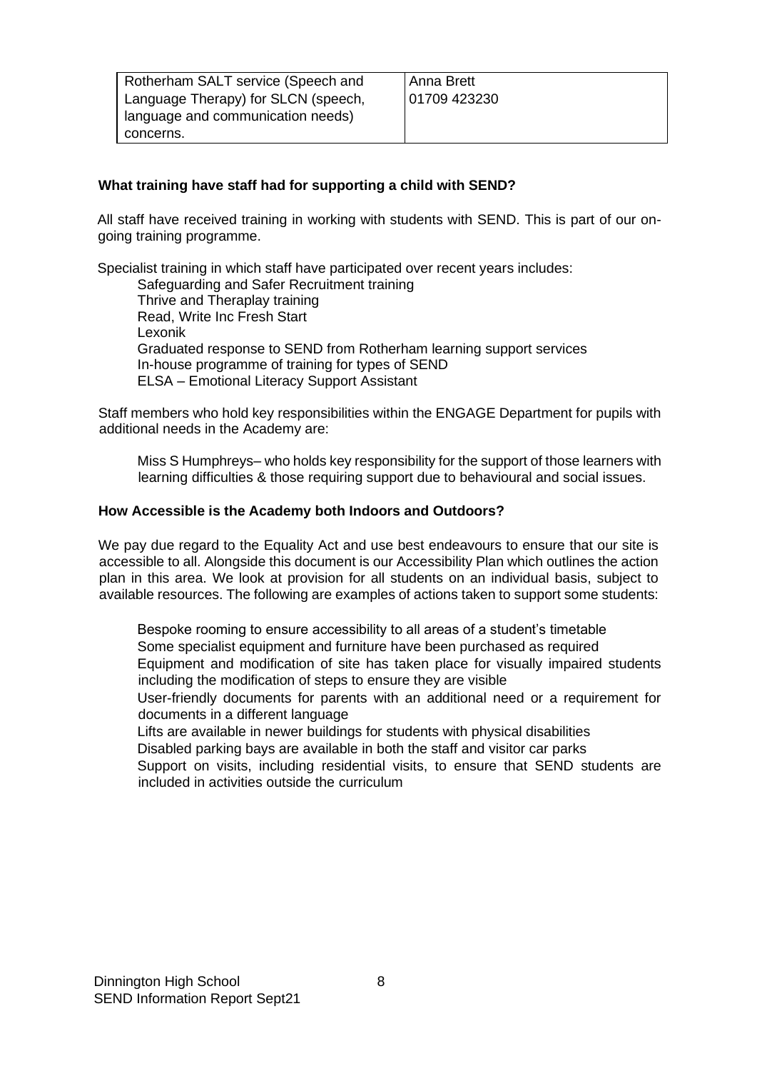| Rotherham SALT service (Speech and Language Therapy) for SLCN (speech, language and communication needs) concerns. | Anna Brett 01709 423230 |
|---|---|

**What training have staff had for supporting a child with SEND?**

All staff have received training in working with students with SEND. This is part of our on-going training programme.

Specialist training in which staff have participated over recent years includes:

- Safeguarding and Safer Recruitment training
- Thrive and Theraplay training
- Read, Write Inc Fresh Start
- Lexonik
- Graduated response to SEND from Rotherham learning support services
- In-house programme of training for types of SEND
- ELSA – Emotional Literacy Support Assistant

Staff members who hold key responsibilities within the ENGAGE Department for pupils with additional needs in the Academy are:

Miss S Humphreys– who holds key responsibility for the support of those learners with learning difficulties & those requiring support due to behavioural and social issues.

**How Accessible is the Academy both Indoors and Outdoors?**

We pay due regard to the Equality Act and use best endeavours to ensure that our site is accessible to all. Alongside this document is our Accessibility Plan which outlines the action plan in this area. We look at provision for all students on an individual basis, subject to available resources. The following are examples of actions taken to support some students:

- Bespoke rooming to ensure accessibility to all areas of a student's timetable
- Some specialist equipment and furniture have been purchased as required
- Equipment and modification of site has taken place for visually impaired students including the modification of steps to ensure they are visible
- User-friendly documents for parents with an additional need or a requirement for documents in a different language
- Lifts are available in newer buildings for students with physical disabilities
- Disabled parking bays are available in both the staff and visitor car parks
- Support on visits, including residential visits, to ensure that SEND students are included in activities outside the curriculum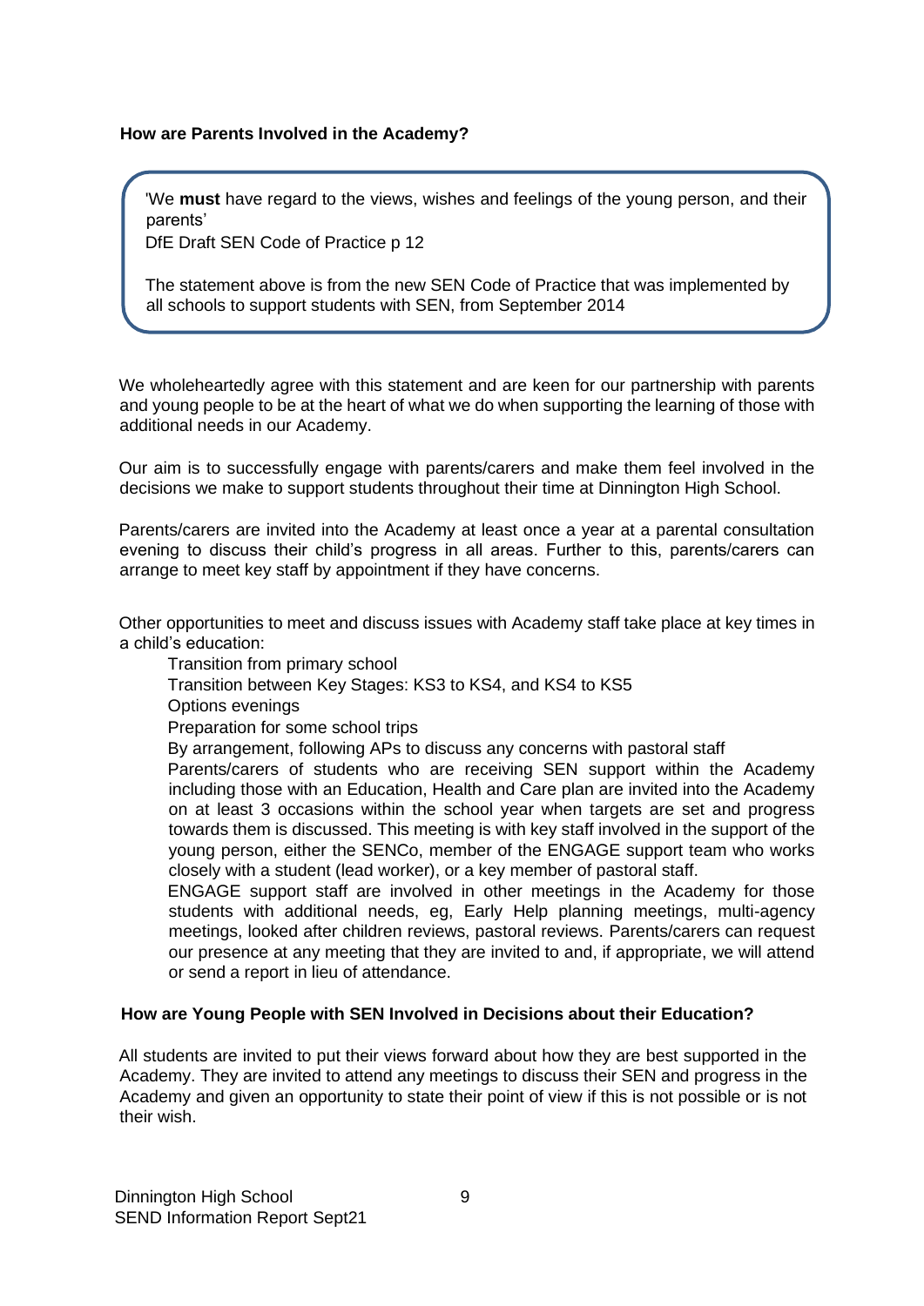## How are Parents Involved in the Academy?

> 'We **must** have regard to the views, wishes and feelings of the young person, and their parents'
> DfE Draft SEN Code of Practice p 12
>
> The statement above is from the new SEN Code of Practice that was implemented by all schools to support students with SEN, from September 2014

We wholeheartedly agree with this statement and are keen for our partnership with parents and young people to be at the heart of what we do when supporting the learning of those with additional needs in our Academy.

Our aim is to successfully engage with parents/carers and make them feel involved in the decisions we make to support students throughout their time at Dinnington High School.

Parents/carers are invited into the Academy at least once a year at a parental consultation evening to discuss their child's progress in all areas. Further to this, parents/carers can arrange to meet key staff by appointment if they have concerns.

Other opportunities to meet and discuss issues with Academy staff take place at key times in a child's education:

- Transition from primary school
- Transition between Key Stages: KS3 to KS4, and KS4 to KS5
- Options evenings
- Preparation for some school trips
- By arrangement, following APs to discuss any concerns with pastoral staff
- Parents/carers of students who are receiving SEN support within the Academy including those with an Education, Health and Care plan are invited into the Academy on at least 3 occasions within the school year when targets are set and progress towards them is discussed. This meeting is with key staff involved in the support of the young person, either the SENCo, member of the ENGAGE support team who works closely with a student (lead worker), or a key member of pastoral staff.
- ENGAGE support staff are involved in other meetings in the Academy for those students with additional needs, eg, Early Help planning meetings, multi-agency meetings, looked after children reviews, pastoral reviews. Parents/carers can request our presence at any meeting that they are invited to and, if appropriate, we will attend or send a report in lieu of attendance.

## How are Young People with SEN Involved in Decisions about their Education?

All students are invited to put their views forward about how they are best supported in the Academy. They are invited to attend any meetings to discuss their SEN and progress in the Academy and given an opportunity to state their point of view if this is not possible or is not their wish.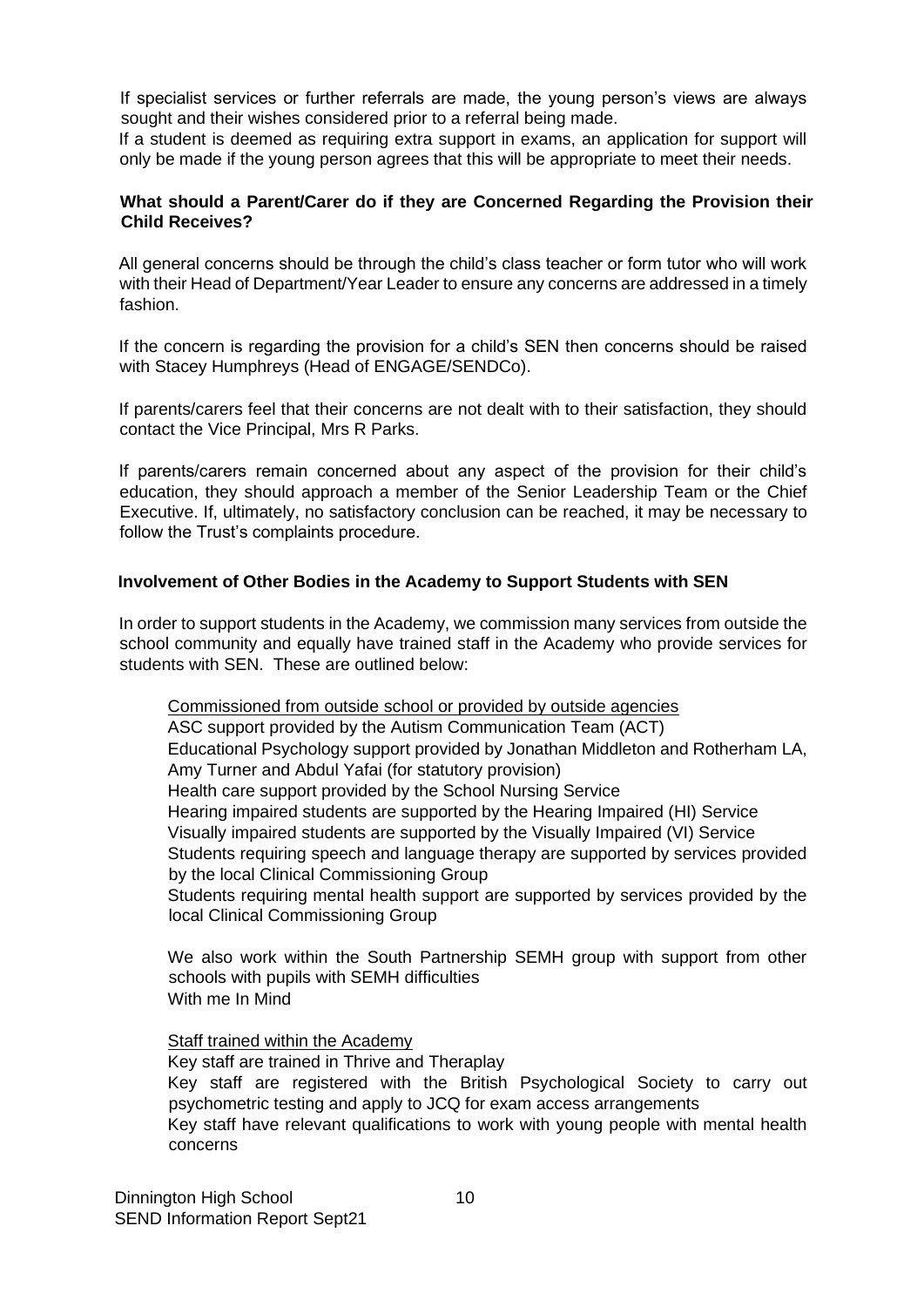If specialist services or further referrals are made, the young person's views are always sought and their wishes considered prior to a referral being made.

If a student is deemed as requiring extra support in exams, an application for support will only be made if the young person agrees that this will be appropriate to meet their needs.

**What should a Parent/Carer do if they are Concerned Regarding the Provision their Child Receives?**

All general concerns should be through the child's class teacher or form tutor who will work with their Head of Department/Year Leader to ensure any concerns are addressed in a timely fashion.

If the concern is regarding the provision for a child's SEN then concerns should be raised with Stacey Humphreys (Head of ENGAGE/SENDCo).

If parents/carers feel that their concerns are not dealt with to their satisfaction, they should contact the Vice Principal, Mrs R Parks.

If parents/carers remain concerned about any aspect of the provision for their child's education, they should approach a member of the Senior Leadership Team or the Chief Executive. If, ultimately, no satisfactory conclusion can be reached, it may be necessary to follow the Trust's complaints procedure.

**Involvement of Other Bodies in the Academy to Support Students with SEN**

In order to support students in the Academy, we commission many services from outside the school community and equally have trained staff in the Academy who provide services for students with SEN. These are outlined below:

<u>Commissioned from outside school or provided by outside agencies</u>

ASC support provided by the Autism Communication Team (ACT)

Educational Psychology support provided by Jonathan Middleton and Rotherham LA, Amy Turner and Abdul Yafai (for statutory provision)

Health care support provided by the School Nursing Service

Hearing impaired students are supported by the Hearing Impaired (HI) Service

Visually impaired students are supported by the Visually Impaired (VI) Service

Students requiring speech and language therapy are supported by services provided by the local Clinical Commissioning Group

Students requiring mental health support are supported by services provided by the local Clinical Commissioning Group

We also work within the South Partnership SEMH group with support from other schools with pupils with SEMH difficulties

With me In Mind

<u>Staff trained within the Academy</u>

Key staff are trained in Thrive and Theraplay

Key staff are registered with the British Psychological Society to carry out psychometric testing and apply to JCQ for exam access arrangements

Key staff have relevant qualifications to work with young people with mental health concerns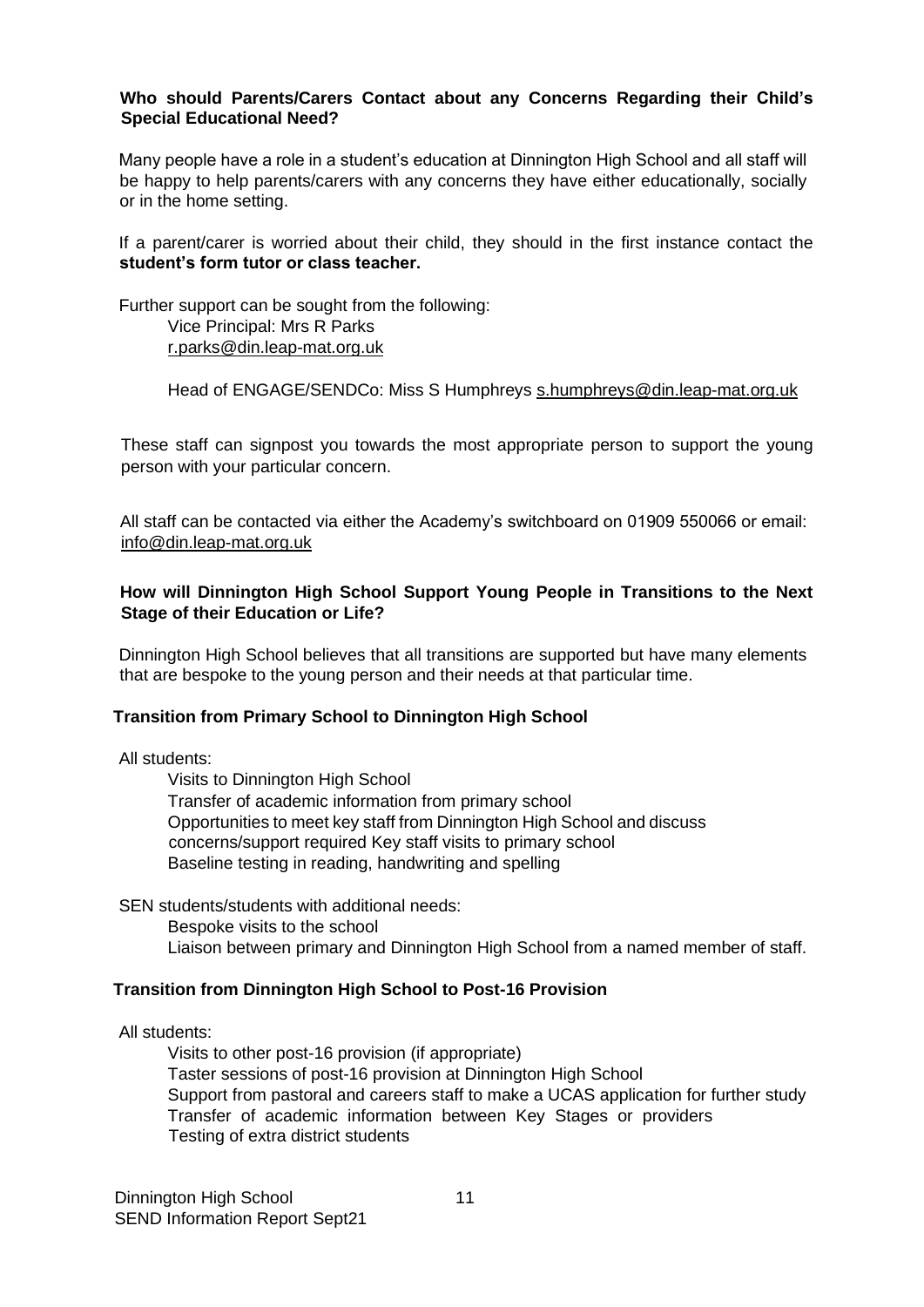**Who should Parents/Carers Contact about any Concerns Regarding their Child's Special Educational Need?**

Many people have a role in a student's education at Dinnington High School and all staff will be happy to help parents/carers with any concerns they have either educationally, socially or in the home setting.

If a parent/carer is worried about their child, they should in the first instance contact the **student's form tutor or class teacher.**

Further support can be sought from the following:

Vice Principal: Mrs R Parks
r.parks@din.leap-mat.org.uk

Head of ENGAGE/SENDCo: Miss S Humphreys s.humphreys@din.leap-mat.org.uk

These staff can signpost you towards the most appropriate person to support the young person with your particular concern.

All staff can be contacted via either the Academy's switchboard on 01909 550066 or email: info@din.leap-mat.org.uk

**How will Dinnington High School Support Young People in Transitions to the Next Stage of their Education or Life?**

Dinnington High School believes that all transitions are supported but have many elements that are bespoke to the young person and their needs at that particular time.

**Transition from Primary School to Dinnington High School**

All students:

- Visits to Dinnington High School
- Transfer of academic information from primary school
- Opportunities to meet key staff from Dinnington High School and discuss concerns/support required Key staff visits to primary school
- Baseline testing in reading, handwriting and spelling

SEN students/students with additional needs:

- Bespoke visits to the school
- Liaison between primary and Dinnington High School from a named member of staff.

**Transition from Dinnington High School to Post-16 Provision**

All students:

- Visits to other post-16 provision (if appropriate)
- Taster sessions of post-16 provision at Dinnington High School
- Support from pastoral and careers staff to make a UCAS application for further study
- Transfer of academic information between Key Stages or providers
- Testing of extra district students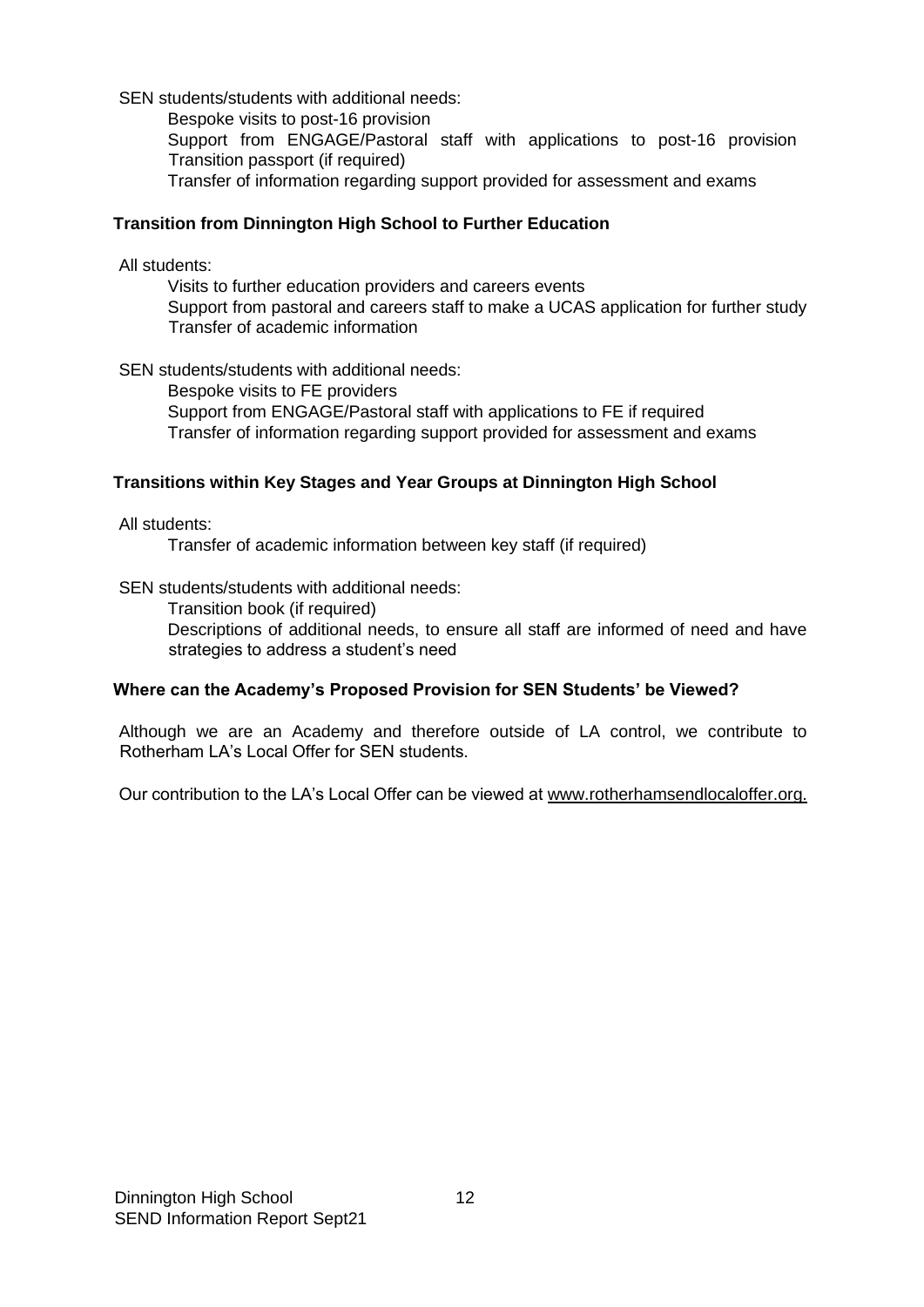SEN students/students with additional needs:

- Bespoke visits to post-16 provision
- Support from ENGAGE/Pastoral staff with applications to post-16 provision
- Transition passport (if required)
- Transfer of information regarding support provided for assessment and exams

**Transition from Dinnington High School to Further Education**

All students:

- Visits to further education providers and careers events
- Support from pastoral and careers staff to make a UCAS application for further study
- Transfer of academic information

SEN students/students with additional needs:

- Bespoke visits to FE providers
- Support from ENGAGE/Pastoral staff with applications to FE if required
- Transfer of information regarding support provided for assessment and exams

**Transitions within Key Stages and Year Groups at Dinnington High School**

All students:

- Transfer of academic information between key staff (if required)

SEN students/students with additional needs:

- Transition book (if required)
- Descriptions of additional needs, to ensure all staff are informed of need and have strategies to address a student's need

**Where can the Academy's Proposed Provision for SEN Students' be Viewed?**

Although we are an Academy and therefore outside of LA control, we contribute to Rotherham LA's Local Offer for SEN students.

Our contribution to the LA's Local Offer can be viewed at www.rotherhamsendlocaloffer.org.